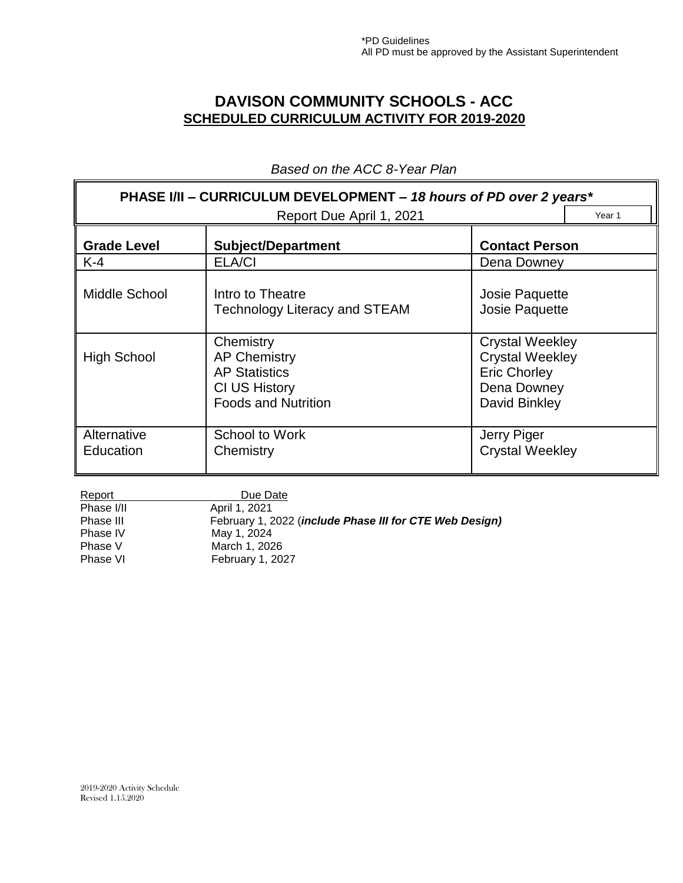*PD Guidelines
All PD must be approved by the Assistant Superintendent

# DAVISON COMMUNITY SCHOOLS - ACC

## SCHEDULED CURRICULUM ACTIVITY FOR 2019-2020

*Based on the ACC 8-Year Plan*

| **PHASE I/II – CURRICULUM DEVELOPMENT – *18 hours of PD over 2 years**** | | |
|---|---|---|
| Report Due April 1, 2021 | | Year 1 |
| **Grade Level** | **Subject/Department** | **Contact Person** |
| K-4 | ELA/CI | Dena Downey |
| Middle School | Intro to Theatre<br>Technology Literacy and STEAM | Josie Paquette<br>Josie Paquette |
| High School | Chemistry<br>AP Chemistry<br>AP Statistics<br>CI US History<br>Foods and Nutrition | Crystal Weekley<br>Crystal Weekley<br>Eric Chorley<br>Dena Downey<br>David Binkley |
| Alternative Education | School to Work<br>Chemistry | Jerry Piger<br>Crystal Weekley |

| Report | Due Date |
|---|---|
| Phase I/II | April 1, 2021 |
| Phase III | February 1, 2022 (***include Phase III for CTE Web Design)*** |
| Phase IV | May 1, 2024 |
| Phase V | March 1, 2026 |
| Phase VI | February 1, 2027 |

2019-2020 Activity Schedule
Revised 1.15.2020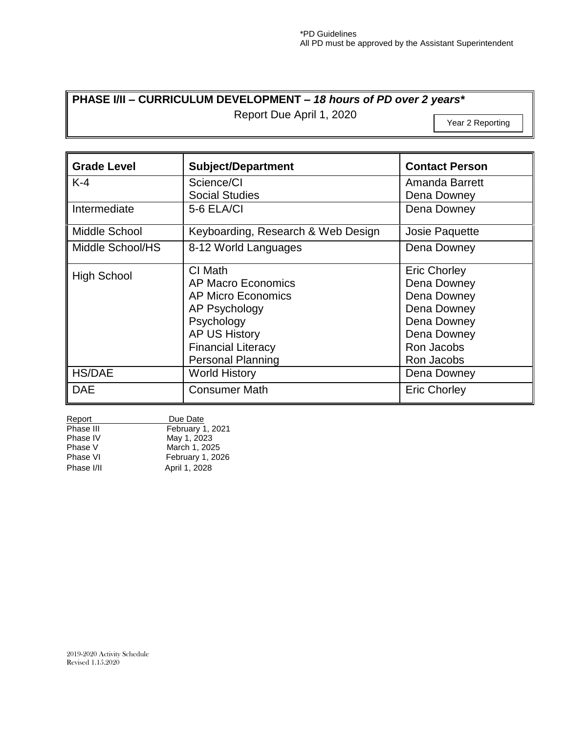*PD Guidelines
All PD must be approved by the Assistant Superintendent

## PHASE I/II – CURRICULUM DEVELOPMENT – *18 hours of PD over 2 years**

Report Due April 1, 2020

Year 2 Reporting

| Grade Level | Subject/Department | Contact Person |
|---|---|---|
| K-4 | Science/CI<br>Social Studies | Amanda Barrett<br>Dena Downey |
| Intermediate | 5-6 ELA/CI | Dena Downey |
| Middle School | Keyboarding, Research & Web Design | Josie Paquette |
| Middle School/HS | 8-12 World Languages | Dena Downey |
| High School | CI Math<br>AP Macro Economics<br>AP Micro Economics<br>AP Psychology<br>Psychology<br>AP US History<br>Financial Literacy<br>Personal Planning | Eric Chorley<br>Dena Downey<br>Dena Downey<br>Dena Downey<br>Dena Downey<br>Dena Downey<br>Ron Jacobs<br>Ron Jacobs |
| HS/DAE | World History | Dena Downey |
| DAE | Consumer Math | Eric Chorley |

| Report | Due Date |
|---|---|
| Phase III | February 1, 2021 |
| Phase IV | May 1, 2023 |
| Phase V | March 1, 2025 |
| Phase VI | February 1, 2026 |
| Phase I/II | April 1, 2028 |

2019-2020 Activity Schedule
Revised 1.15.2020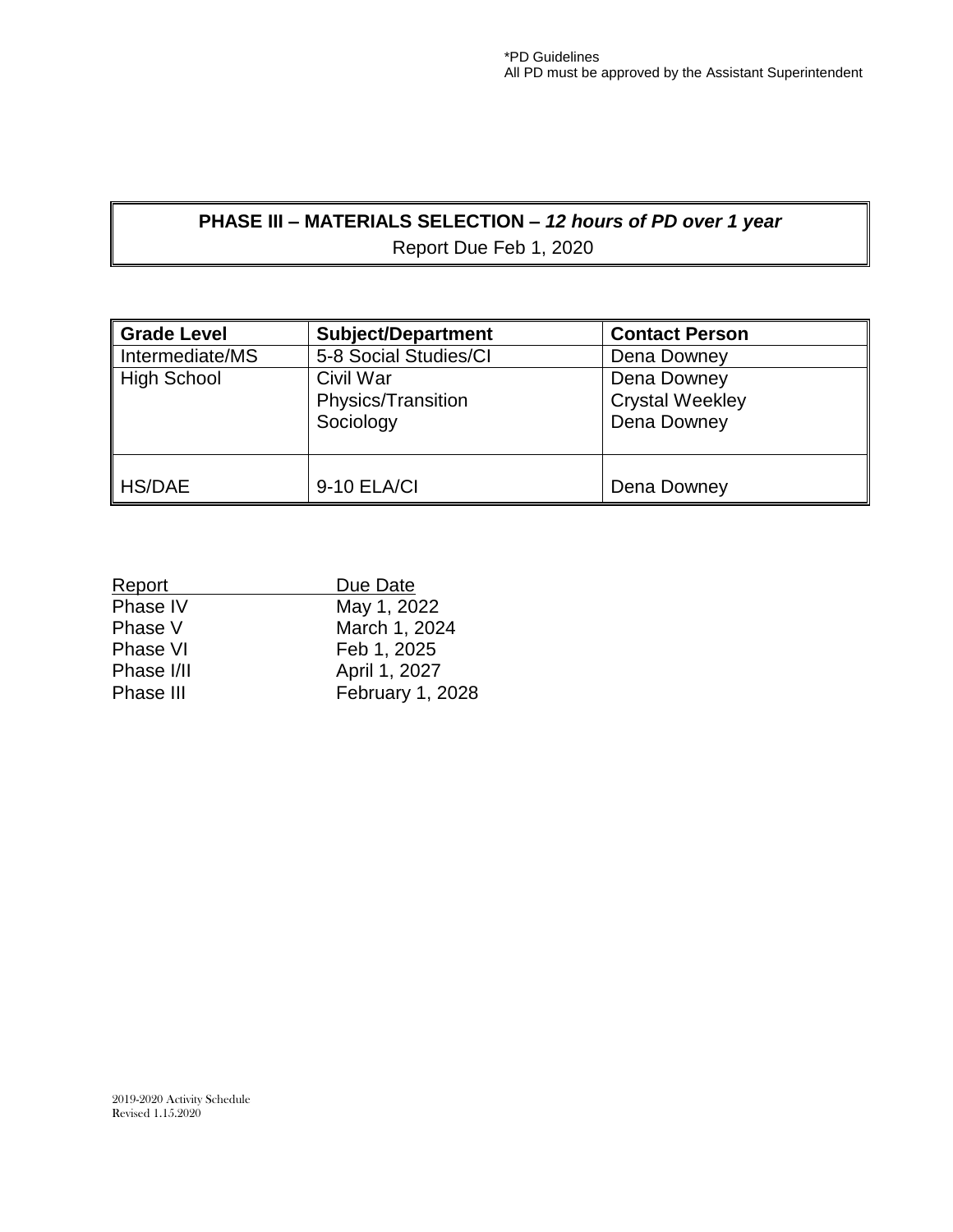*PD Guidelines
All PD must be approved by the Assistant Superintendent

## PHASE III – MATERIALS SELECTION – *12 hours of PD over 1 year*

Report Due Feb 1, 2020

| Grade Level | Subject/Department | Contact Person |
|---|---|---|
| Intermediate/MS | 5-8 Social Studies/CI | Dena Downey |
| High School | Civil War<br>Physics/Transition<br>Sociology | Dena Downey<br>Crystal Weekley<br>Dena Downey |
| HS/DAE | 9-10 ELA/CI | Dena Downey |

| Report | Due Date |
|---|---|
| Phase IV | May 1, 2022 |
| Phase V | March 1, 2024 |
| Phase VI | Feb 1, 2025 |
| Phase I/II | April 1, 2027 |
| Phase III | February 1, 2028 |

2019-2020 Activity Schedule
Revised 1.15.2020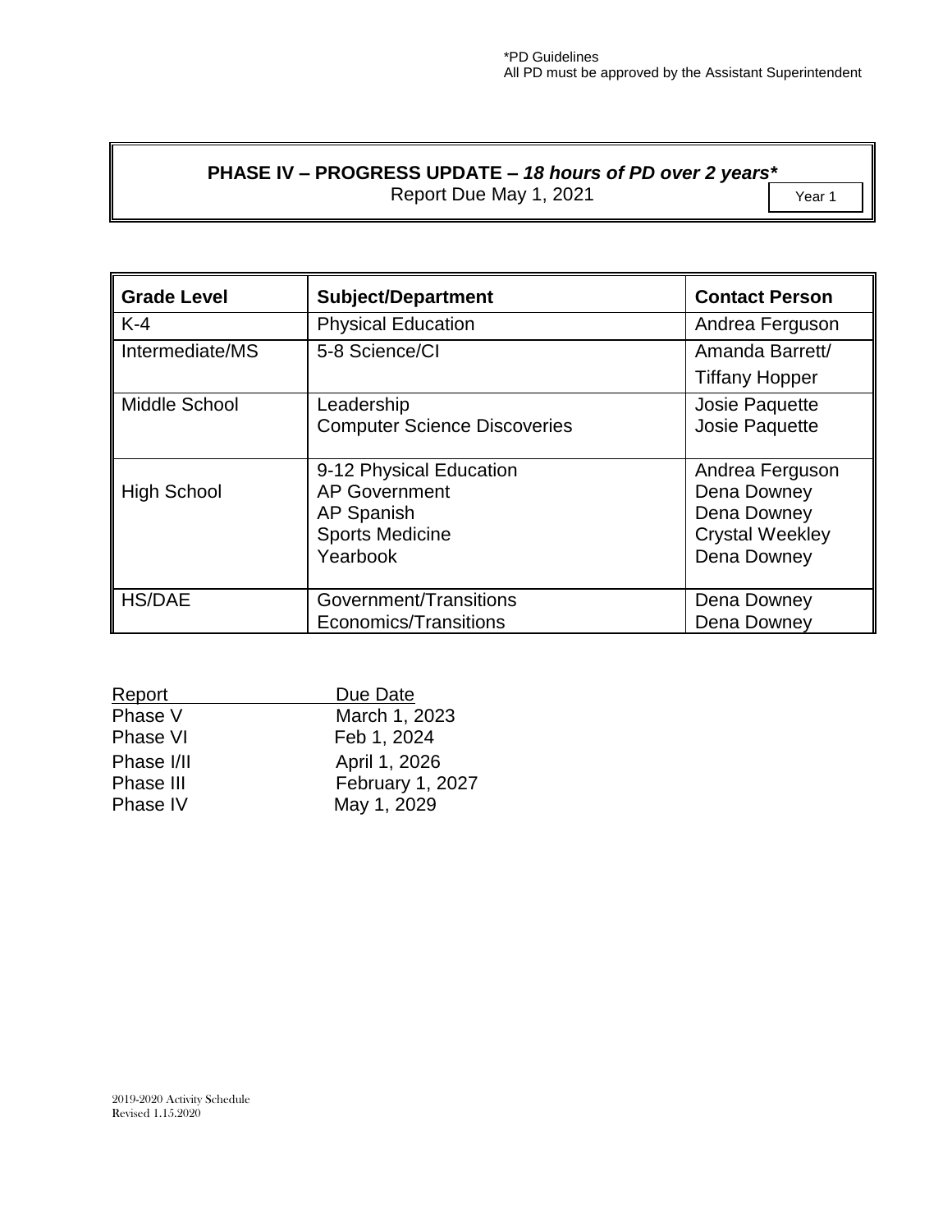*PD Guidelines
All PD must be approved by the Assistant Superintendent

## PHASE IV – PROGRESS UPDATE – *18 hours of PD over 2 years**

Report Due May 1, 2021

Year 1

| Grade Level | Subject/Department | Contact Person |
|---|---|---|
| K-4 | Physical Education | Andrea Ferguson |
| Intermediate/MS | 5-8 Science/CI | Amanda Barrett/ Tiffany Hopper |
| Middle School | Leadership<br>Computer Science Discoveries | Josie Paquette<br>Josie Paquette |
| High School | 9-12 Physical Education<br>AP Government<br>AP Spanish<br>Sports Medicine<br>Yearbook | Andrea Ferguson<br>Dena Downey<br>Dena Downey<br>Crystal Weekley<br>Dena Downey |
| HS/DAE | Government/Transitions<br>Economics/Transitions | Dena Downey<br>Dena Downey |

| Report | Due Date |
|---|---|
| Phase V | March 1, 2023 |
| Phase VI | Feb 1, 2024 |
| Phase I/II | April 1, 2026 |
| Phase III | February 1, 2027 |
| Phase IV | May 1, 2029 |

2019-2020 Activity Schedule
Revised 1.15.2020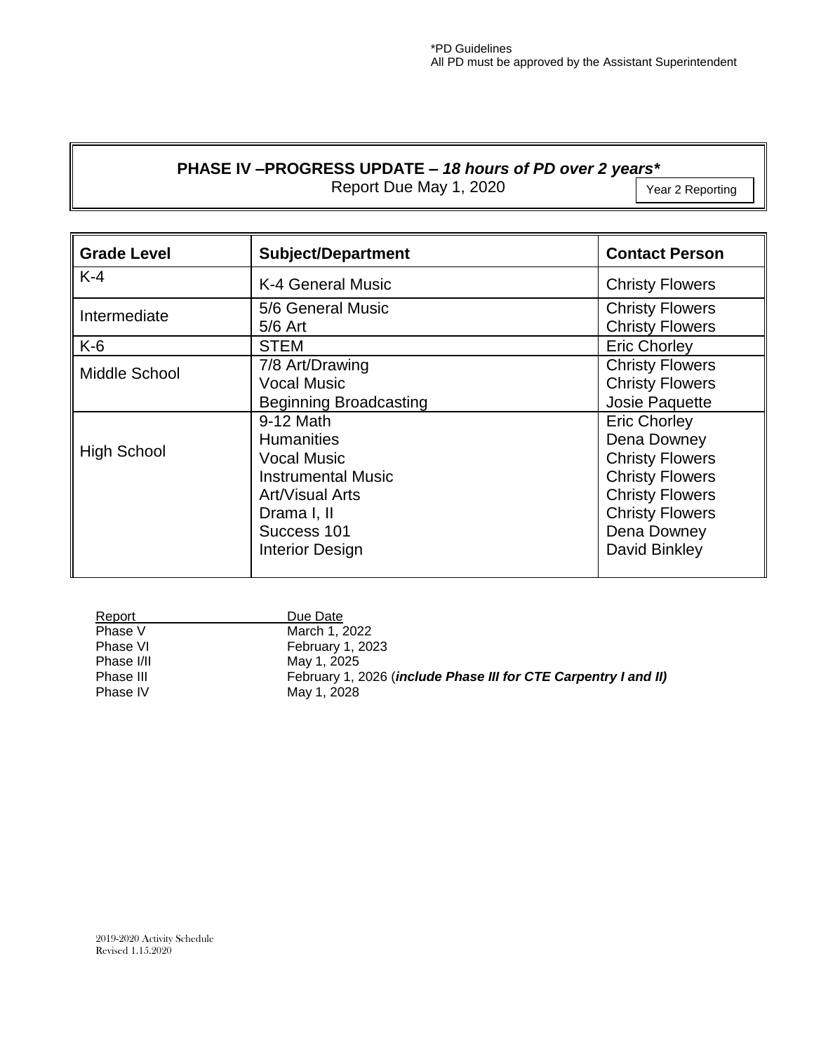*PD Guidelines
All PD must be approved by the Assistant Superintendent

## PHASE IV –PROGRESS UPDATE – *18 hours of PD over 2 years**

Report Due May 1, 2020

Year 2 Reporting

| Grade Level | Subject/Department | Contact Person |
|---|---|---|
| K-4 | K-4 General Music | Christy Flowers |
| Intermediate | 5/6 General Music<br>5/6 Art | Christy Flowers<br>Christy Flowers |
| K-6 | STEM | Eric Chorley |
| Middle School | 7/8 Art/Drawing<br>Vocal Music<br>Beginning Broadcasting | Christy Flowers<br>Christy Flowers<br>Josie Paquette |
| High School | 9-12 Math<br>Humanities<br>Vocal Music<br>Instrumental Music<br>Art/Visual Arts<br>Drama I, II<br>Success 101<br>Interior Design | Eric Chorley<br>Dena Downey<br>Christy Flowers<br>Christy Flowers<br>Christy Flowers<br>Christy Flowers<br>Dena Downey<br>David Binkley |

| Report | Due Date |
|---|---|
| Phase V | March 1, 2022 |
| Phase VI | February 1, 2023 |
| Phase I/II | May 1, 2025 |
| Phase III | February 1, 2026 (***include Phase III for CTE Carpentry I and II)*** |
| Phase IV | May 1, 2028 |

2019-2020 Activity Schedule
Revised 1.15.2020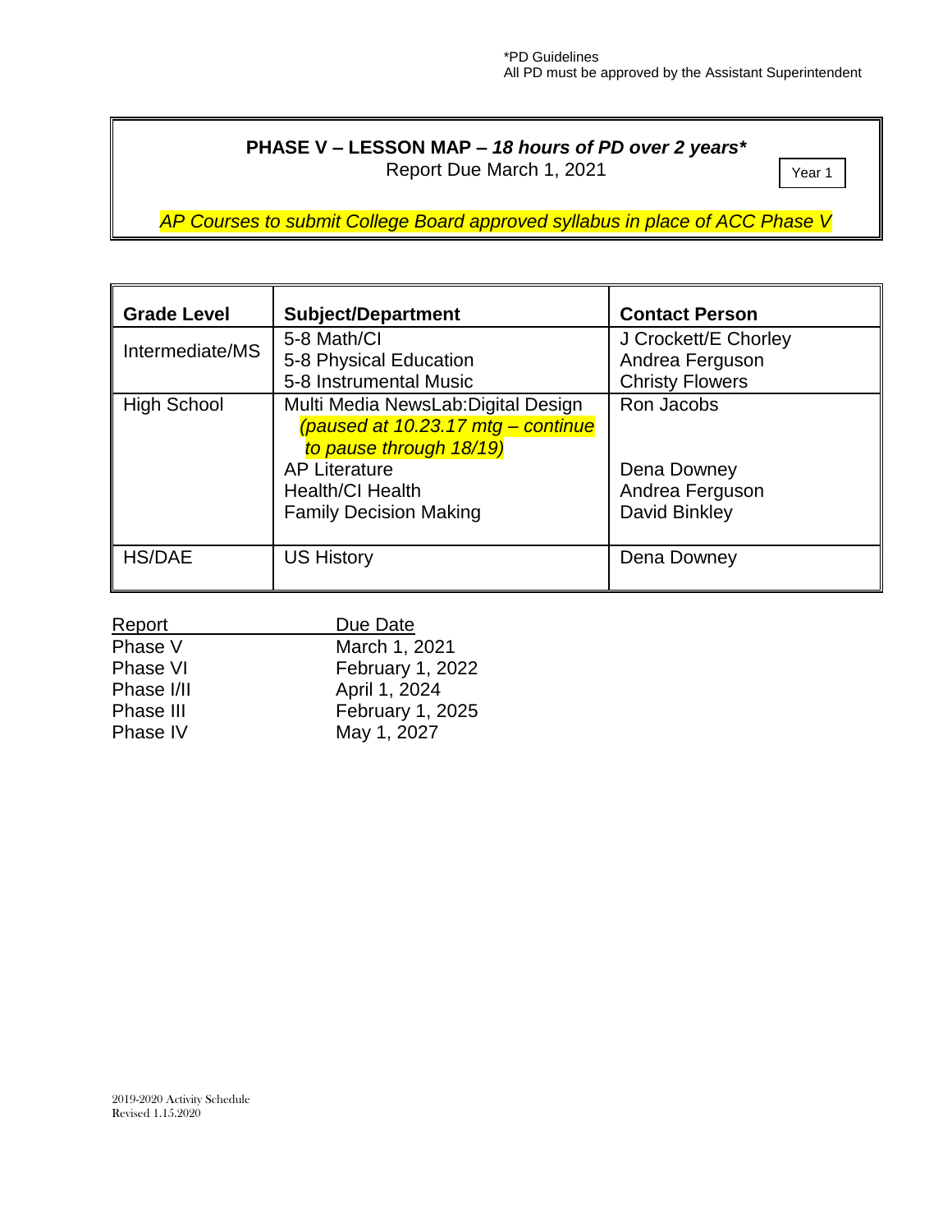*PD Guidelines
All PD must be approved by the Assistant Superintendent

## PHASE V – LESSON MAP – *18 hours of PD over 2 years**

Report Due March 1, 2021

Year 1

*AP Courses to submit College Board approved syllabus in place of ACC Phase V*

| Grade Level | Subject/Department | Contact Person |
|---|---|---|
| Intermediate/MS | 5-8 Math/CI<br>5-8 Physical Education<br>5-8 Instrumental Music | J Crockett/E Chorley<br>Andrea Ferguson<br>Christy Flowers |
| High School | Multi Media NewsLab:Digital Design *(paused at 10.23.17 mtg – continue to pause through 18/19)*<br>AP Literature<br>Health/CI Health<br>Family Decision Making | Ron Jacobs<br><br>Dena Downey<br>Andrea Ferguson<br>David Binkley |
| HS/DAE | US History | Dena Downey |

| Report | Due Date |
|---|---|
| Phase V | March 1, 2021 |
| Phase VI | February 1, 2022 |
| Phase I/II | April 1, 2024 |
| Phase III | February 1, 2025 |
| Phase IV | May 1, 2027 |

2019-2020 Activity Schedule
Revised 1.15.2020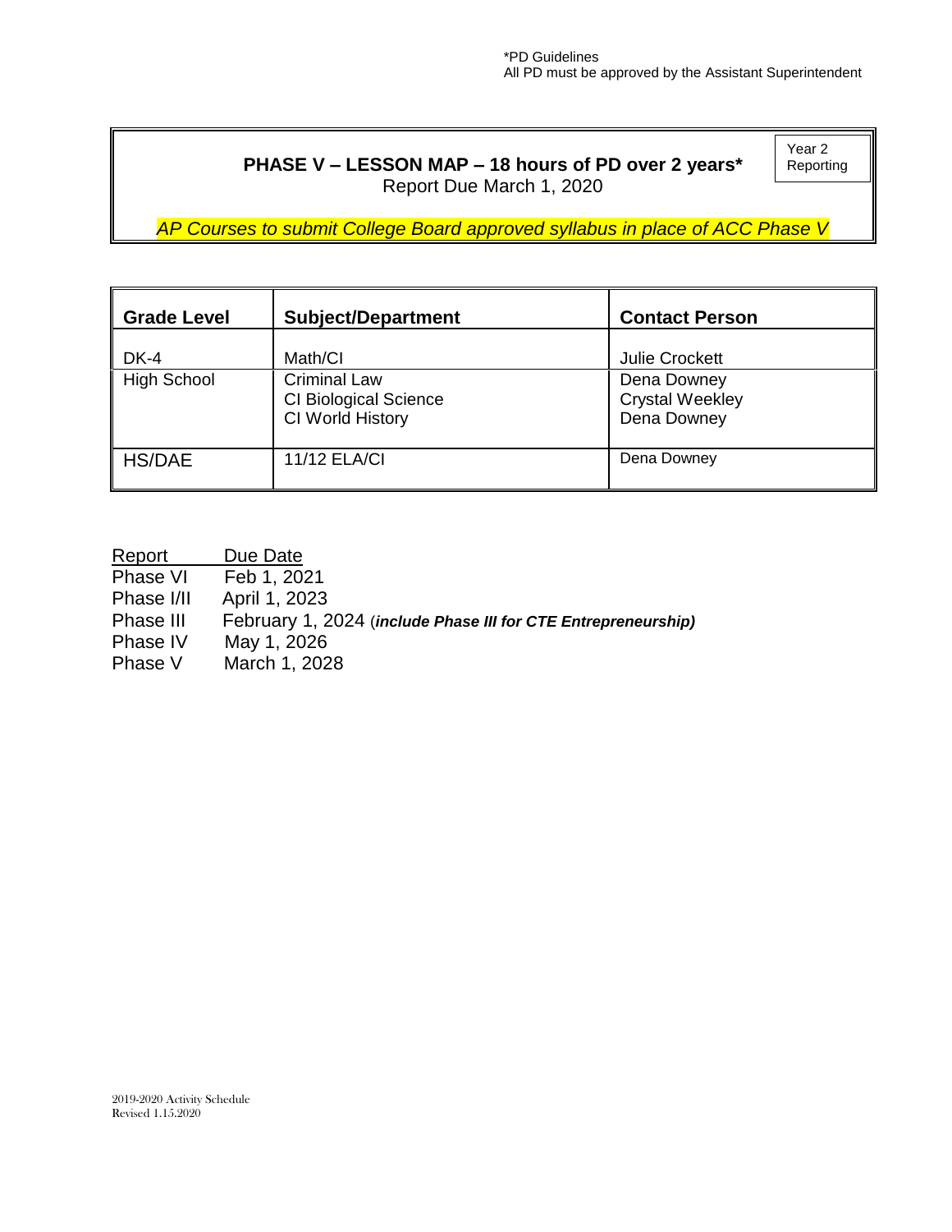\*PD Guidelines
All PD must be approved by the Assistant Superintendent

## PHASE V – LESSON MAP – 18 hours of PD over 2 years*

Year 2 Reporting

Report Due March 1, 2020

*AP Courses to submit College Board approved syllabus in place of ACC Phase V*

| Grade Level | Subject/Department | Contact Person |
|---|---|---|
| DK-4 | Math/CI | Julie Crockett |
| High School | Criminal Law<br>CI Biological Science<br>CI World History | Dena Downey<br>Crystal Weekley<br>Dena Downey |
| HS/DAE | 11/12 ELA/CI | Dena Downey |

| Report | Due Date |
|---|---|
| Phase VI | Feb 1, 2021 |
| Phase I/II | April 1, 2023 |
| Phase III | February 1, 2024 (***include Phase III for CTE Entrepreneurship)*** |
| Phase IV | May 1, 2026 |
| Phase V | March 1, 2028 |

2019-2020 Activity Schedule
Revised 1.15.2020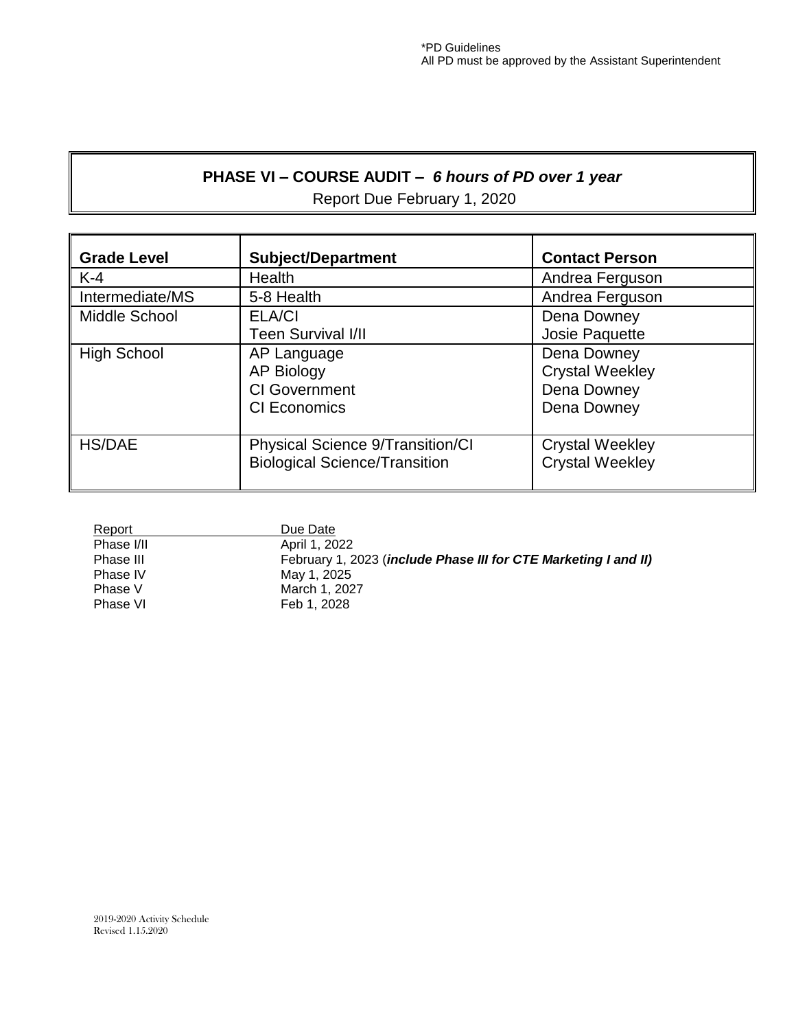*PD Guidelines
All PD must be approved by the Assistant Superintendent

## PHASE VI – COURSE AUDIT – *6 hours of PD over 1 year*

Report Due February 1, 2020

| Grade Level | Subject/Department | Contact Person |
|---|---|---|
| K-4 | Health | Andrea Ferguson |
| Intermediate/MS | 5-8 Health | Andrea Ferguson |
| Middle School | ELA/CI<br>Teen Survival I/II | Dena Downey<br>Josie Paquette |
| High School | AP Language<br>AP Biology<br>CI Government<br>CI Economics | Dena Downey<br>Crystal Weekley<br>Dena Downey<br>Dena Downey |
| HS/DAE | Physical Science 9/Transition/CI<br>Biological Science/Transition | Crystal Weekley<br>Crystal Weekley |

| Report | Due Date |
|---|---|
| Phase I/II | April 1, 2022 |
| Phase III | February 1, 2023 (***include Phase III for CTE Marketing I and II)*** |
| Phase IV | May 1, 2025 |
| Phase V | March 1, 2027 |
| Phase VI | Feb 1, 2028 |

2019-2020 Activity Schedule
Revised 1.15.2020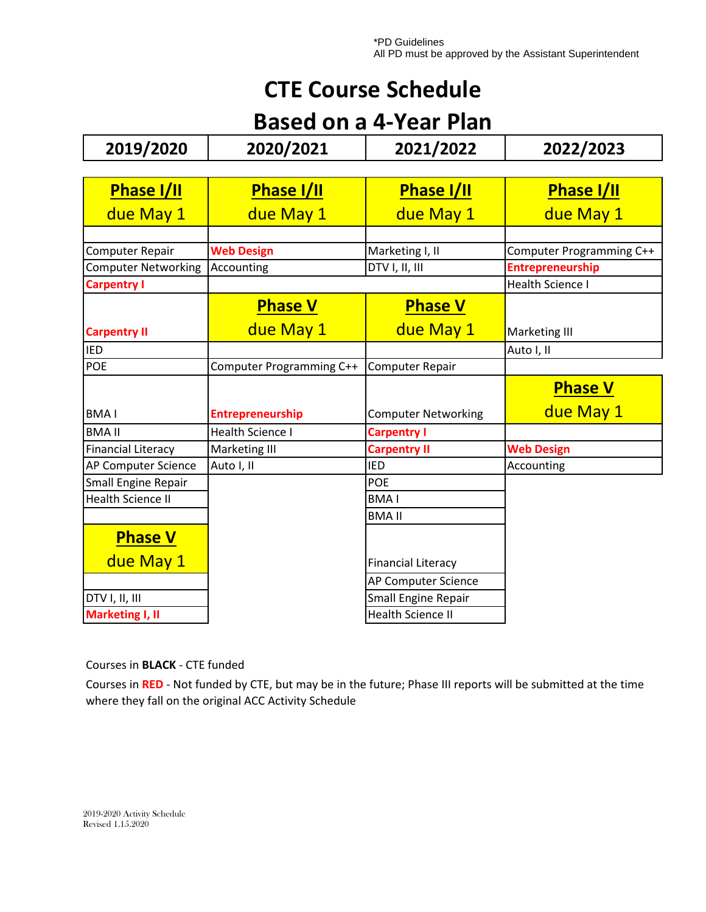*PD Guidelines
All PD must be approved by the Assistant Superintendent

# CTE Course Schedule
# Based on a 4-Year Plan

| 2019/2020 | 2020/2021 | 2021/2022 | 2022/2023 |
|---|---|---|---|
| **Phase I/II** due May 1 | **Phase I/II** due May 1 | **Phase I/II** due May 1 | **Phase I/II** due May 1 |
| | | | |
| Computer Repair | **Web Design** | Marketing I, II | Computer Programming C++ |
| Computer Networking | Accounting | DTV I, II, III | **Entrepreneurship** |
| **Carpentry I** | | | Health Science I |
| **Carpentry II** | **Phase V** due May 1 | **Phase V** due May 1 | Marketing III |
| IED | | | Auto I, II |
| POE | Computer Programming C++ | Computer Repair | |
| BMA I | **Entrepreneurship** | Computer Networking | **Phase V** due May 1 |
| BMA II | Health Science I | **Carpentry I** | |
| Financial Literacy | Marketing III | **Carpentry II** | **Web Design** |
| AP Computer Science | Auto I, II | IED | Accounting |
| Small Engine Repair | | POE | |
| Health Science II | | BMA I | |
| | | BMA II | |
| **Phase V** due May 1 | | Financial Literacy | |
| | | AP Computer Science | |
| DTV I, II, III | | Small Engine Repair | |
| **Marketing I, II** | | Health Science II | |

Courses in **BLACK** - CTE funded

Courses in **RED** - Not funded by CTE, but may be in the future; Phase III reports will be submitted at the time where they fall on the original ACC Activity Schedule

2019-2020 Activity Schedule
Revised 1.15.2020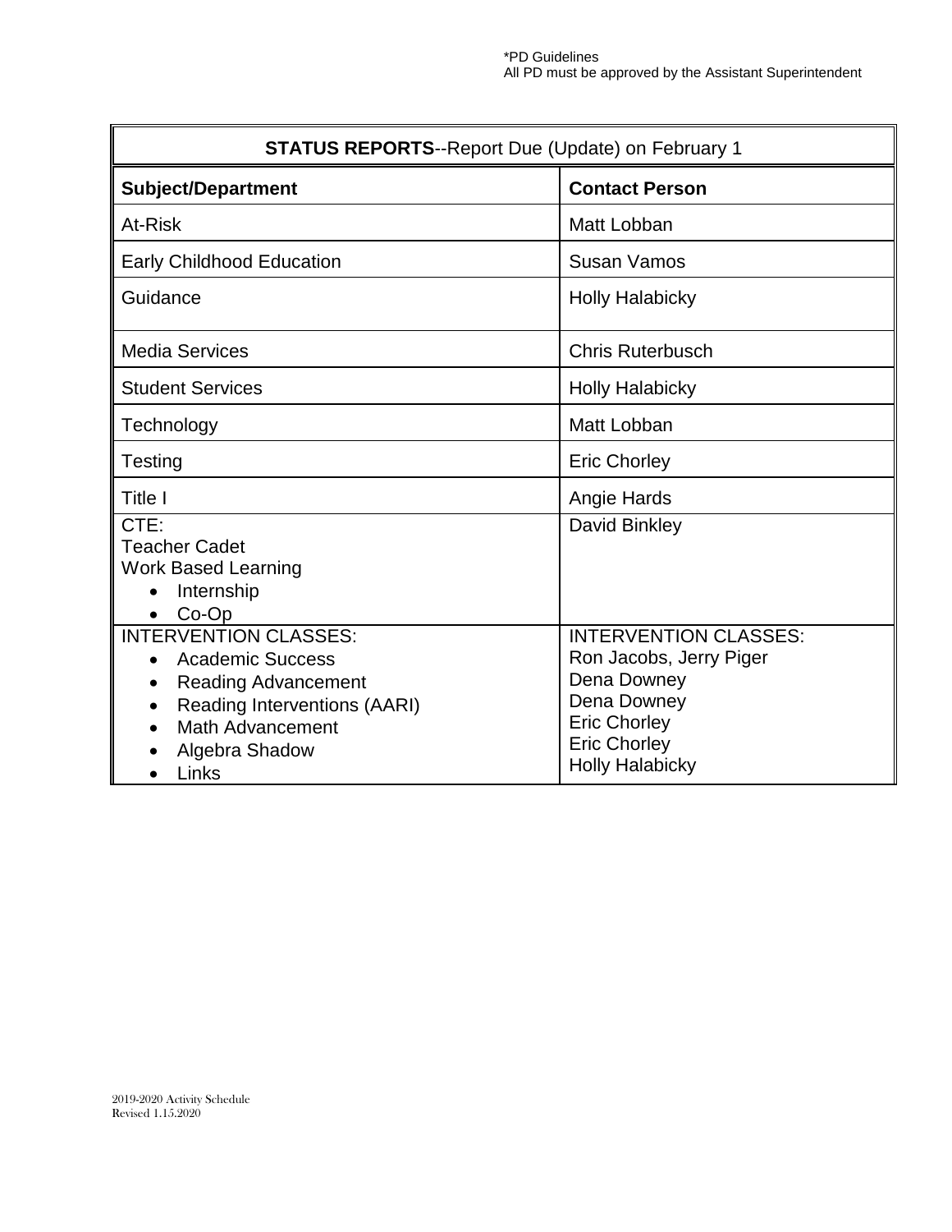*PD Guidelines
All PD must be approved by the Assistant Superintendent

| **STATUS REPORTS**--Report Due (Update) on February 1 | |
|---|---|
| **Subject/Department** | **Contact Person** |
| At-Risk | Matt Lobban |
| Early Childhood Education | Susan Vamos |
| Guidance | Holly Halabicky |
| Media Services | Chris Ruterbusch |
| Student Services | Holly Halabicky |
| Technology | Matt Lobban |
| Testing | Eric Chorley |
| Title I | Angie Hards |
| CTE:<br>Teacher Cadet<br>Work Based Learning<br>• Internship<br>• Co-Op | David Binkley |
| INTERVENTION CLASSES:<br>• Academic Success<br>• Reading Advancement<br>• Reading Interventions (AARI)<br>• Math Advancement<br>• Algebra Shadow<br>• Links | INTERVENTION CLASSES:<br>Ron Jacobs, Jerry Piger<br>Dena Downey<br>Dena Downey<br>Eric Chorley<br>Eric Chorley<br>Holly Halabicky |

2019-2020 Activity Schedule
Revised 1.15.2020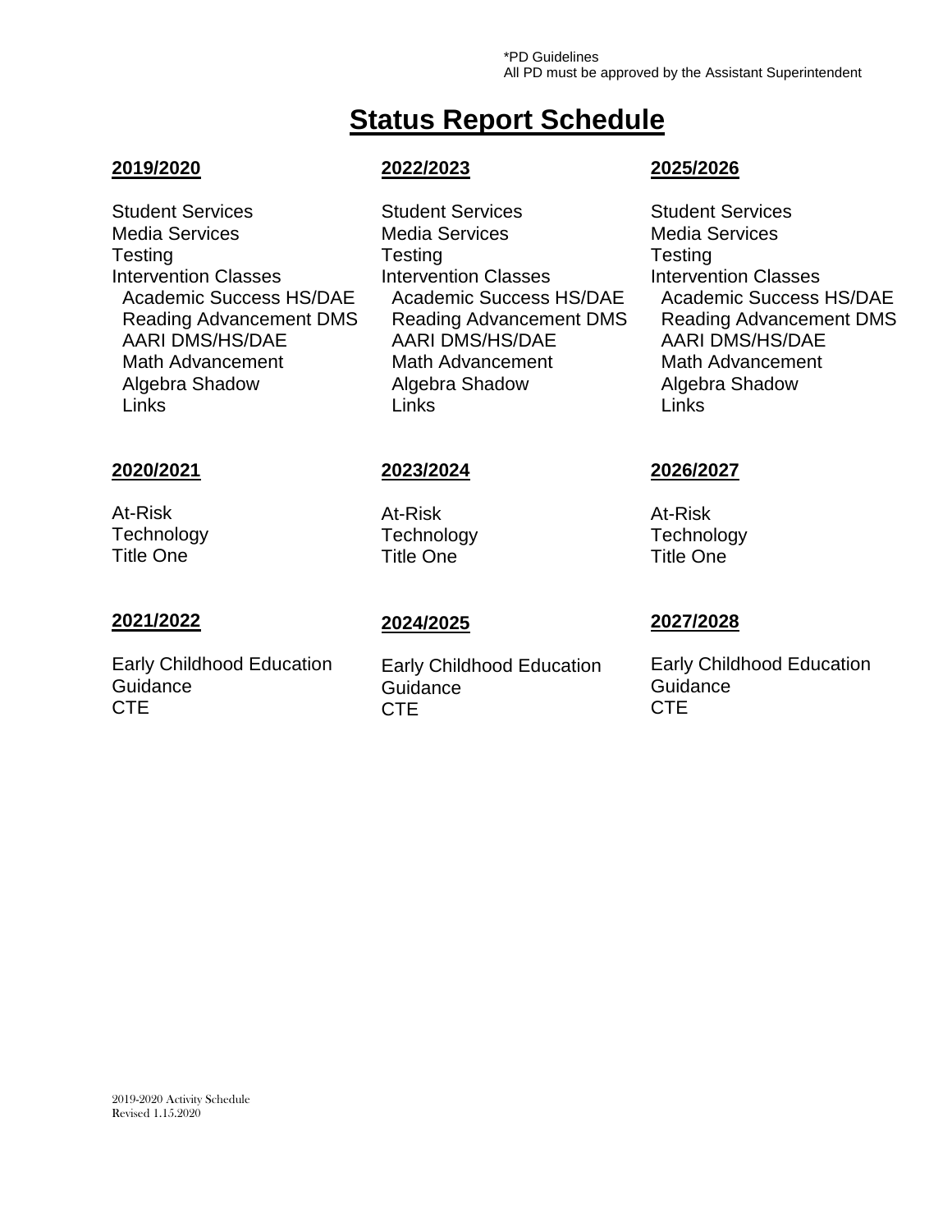*PD Guidelines
All PD must be approved by the Assistant Superintendent

# Status Report Schedule

**2019/2020**

Student Services
Media Services
Testing
Intervention Classes
- Academic Success HS/DAE
- Reading Advancement DMS
- AARI DMS/HS/DAE
- Math Advancement
- Algebra Shadow
- Links

**2020/2021**

At-Risk
Technology
Title One

**2021/2022**

Early Childhood Education
Guidance
CTE

**2022/2023**

Student Services
Media Services
Testing
Intervention Classes
- Academic Success HS/DAE
- Reading Advancement DMS
- AARI DMS/HS/DAE
- Math Advancement
- Algebra Shadow
- Links

**2023/2024**

At-Risk
Technology
Title One

**2024/2025**

Early Childhood Education
Guidance
CTE

**2025/2026**

Student Services
Media Services
Testing
Intervention Classes
- Academic Success HS/DAE
- Reading Advancement DMS
- AARI DMS/HS/DAE
- Math Advancement
- Algebra Shadow
- Links

**2026/2027**

At-Risk
Technology
Title One

**2027/2028**

Early Childhood Education
Guidance
CTE